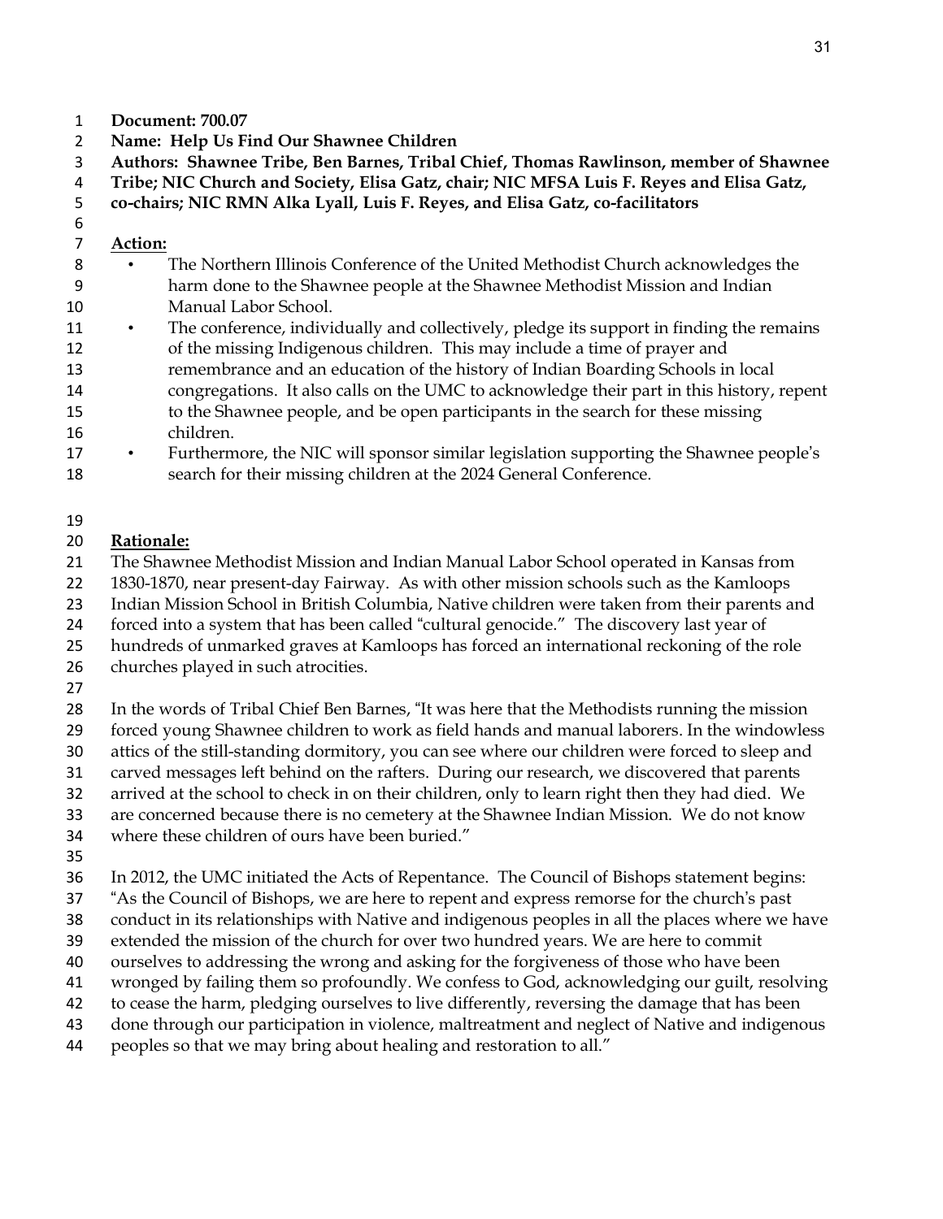**Document: 700.07**
**Name: Help Us Find Our Shawnee Children**
**Authors: Shawnee Tribe, Ben Barnes, Tribal Chief, Thomas Rawlinson, member of Shawnee Tribe; NIC Church and Society, Elisa Gatz, chair; NIC MFSA Luis F. Reyes and Elisa Gatz, co-chairs; NIC RMN Alka Lyall, Luis F. Reyes, and Elisa Gatz, co-facilitators**

## Action:

- The Northern Illinois Conference of the United Methodist Church acknowledges the harm done to the Shawnee people at the Shawnee Methodist Mission and Indian Manual Labor School.
- The conference, individually and collectively, pledge its support in finding the remains of the missing Indigenous children. This may include a time of prayer and remembrance and an education of the history of Indian Boarding Schools in local congregations. It also calls on the UMC to acknowledge their part in this history, repent to the Shawnee people, and be open participants in the search for these missing children.
- Furthermore, the NIC will sponsor similar legislation supporting the Shawnee people's search for their missing children at the 2024 General Conference.

## Rationale:

The Shawnee Methodist Mission and Indian Manual Labor School operated in Kansas from 1830-1870, near present-day Fairway. As with other mission schools such as the Kamloops Indian Mission School in British Columbia, Native children were taken from their parents and forced into a system that has been called "cultural genocide." The discovery last year of hundreds of unmarked graves at Kamloops has forced an international reckoning of the role churches played in such atrocities.

In the words of Tribal Chief Ben Barnes, "It was here that the Methodists running the mission forced young Shawnee children to work as field hands and manual laborers. In the windowless attics of the still-standing dormitory, you can see where our children were forced to sleep and carved messages left behind on the rafters. During our research, we discovered that parents arrived at the school to check in on their children, only to learn right then they had died. We are concerned because there is no cemetery at the Shawnee Indian Mission. We do not know where these children of ours have been buried."

In 2012, the UMC initiated the Acts of Repentance. The Council of Bishops statement begins: "As the Council of Bishops, we are here to repent and express remorse for the church's past conduct in its relationships with Native and indigenous peoples in all the places where we have extended the mission of the church for over two hundred years. We are here to commit ourselves to addressing the wrong and asking for the forgiveness of those who have been wronged by failing them so profoundly. We confess to God, acknowledging our guilt, resolving to cease the harm, pledging ourselves to live differently, reversing the damage that has been done through our participation in violence, maltreatment and neglect of Native and indigenous peoples so that we may bring about healing and restoration to all."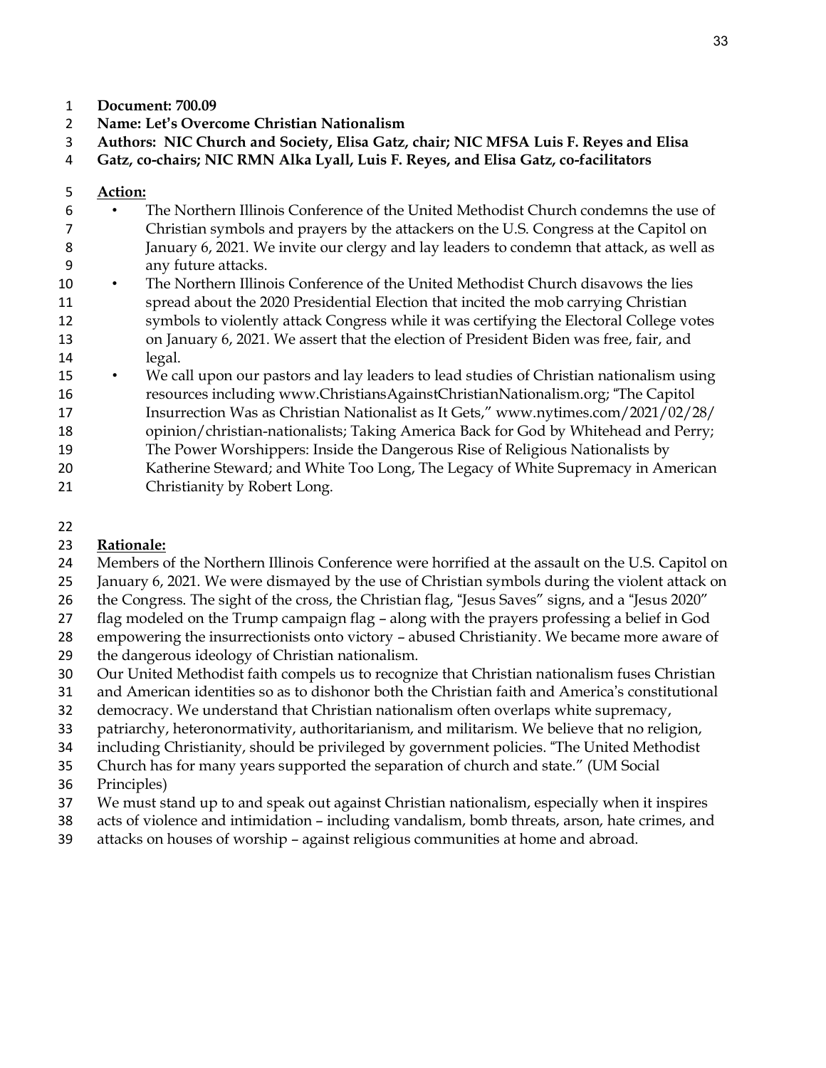**Document: 700.09**

**Name: Let's Overcome Christian Nationalism**

**Authors: NIC Church and Society, Elisa Gatz, chair; NIC MFSA Luis F. Reyes and Elisa Gatz, co-chairs; NIC RMN Alka Lyall, Luis F. Reyes, and Elisa Gatz, co-facilitators**

**Action:**

- The Northern Illinois Conference of the United Methodist Church condemns the use of Christian symbols and prayers by the attackers on the U.S. Congress at the Capitol on January 6, 2021. We invite our clergy and lay leaders to condemn that attack, as well as any future attacks.
- The Northern Illinois Conference of the United Methodist Church disavows the lies spread about the 2020 Presidential Election that incited the mob carrying Christian symbols to violently attack Congress while it was certifying the Electoral College votes on January 6, 2021. We assert that the election of President Biden was free, fair, and legal.
- We call upon our pastors and lay leaders to lead studies of Christian nationalism using resources including www.ChristiansAgainstChristianNationalism.org; "The Capitol Insurrection Was as Christian Nationalist as It Gets," www.nytimes.com/2021/02/28/opinion/christian-nationalists; Taking America Back for God by Whitehead and Perry; The Power Worshippers: Inside the Dangerous Rise of Religious Nationalists by Katherine Steward; and White Too Long, The Legacy of White Supremacy in American Christianity by Robert Long.

**Rationale:**

Members of the Northern Illinois Conference were horrified at the assault on the U.S. Capitol on January 6, 2021. We were dismayed by the use of Christian symbols during the violent attack on the Congress. The sight of the cross, the Christian flag, "Jesus Saves" signs, and a "Jesus 2020" flag modeled on the Trump campaign flag – along with the prayers professing a belief in God empowering the insurrectionists onto victory – abused Christianity. We became more aware of the dangerous ideology of Christian nationalism.

Our United Methodist faith compels us to recognize that Christian nationalism fuses Christian and American identities so as to dishonor both the Christian faith and America's constitutional democracy. We understand that Christian nationalism often overlaps white supremacy, patriarchy, heteronormativity, authoritarianism, and militarism. We believe that no religion, including Christianity, should be privileged by government policies. "The United Methodist Church has for many years supported the separation of church and state." (UM Social Principles)

We must stand up to and speak out against Christian nationalism, especially when it inspires acts of violence and intimidation – including vandalism, bomb threats, arson, hate crimes, and attacks on houses of worship – against religious communities at home and abroad.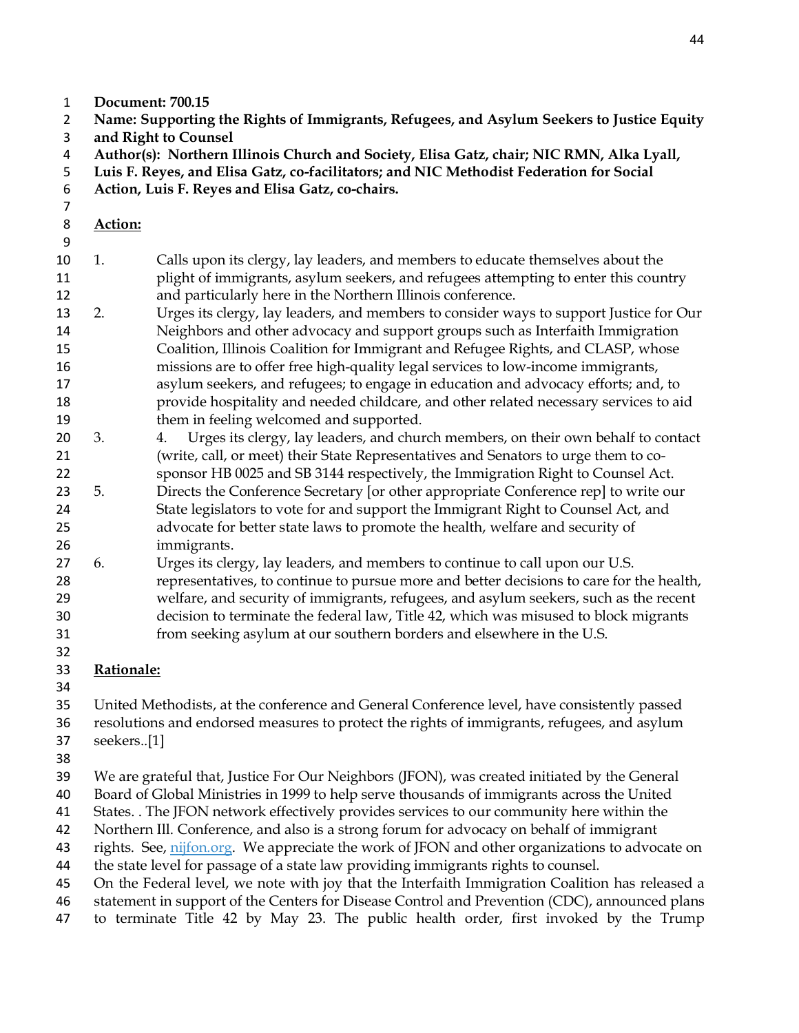**Document: 700.15**
**Name: Supporting the Rights of Immigrants, Refugees, and Asylum Seekers to Justice Equity and Right to Counsel**
**Author(s): Northern Illinois Church and Society, Elisa Gatz, chair; NIC RMN, Alka Lyall, Luis F. Reyes, and Elisa Gatz, co-facilitators; and NIC Methodist Federation for Social Action, Luis F. Reyes and Elisa Gatz, co-chairs.**

**Action:**

1. Calls upon its clergy, lay leaders, and members to educate themselves about the plight of immigrants, asylum seekers, and refugees attempting to enter this country and particularly here in the Northern Illinois conference.
2. Urges its clergy, lay leaders, and members to consider ways to support Justice for Our Neighbors and other advocacy and support groups such as Interfaith Immigration Coalition, Illinois Coalition for Immigrant and Refugee Rights, and CLASP, whose missions are to offer free high-quality legal services to low-income immigrants, asylum seekers, and refugees; to engage in education and advocacy efforts; and, to provide hospitality and needed childcare, and other related necessary services to aid them in feeling welcomed and supported.
3. 4. Urges its clergy, lay leaders, and church members, on their own behalf to contact (write, call, or meet) their State Representatives and Senators to urge them to co-sponsor HB 0025 and SB 3144 respectively, the Immigration Right to Counsel Act.
5. Directs the Conference Secretary [or other appropriate Conference rep] to write our State legislators to vote for and support the Immigrant Right to Counsel Act, and advocate for better state laws to promote the health, welfare and security of immigrants.
6. Urges its clergy, lay leaders, and members to continue to call upon our U.S. representatives, to continue to pursue more and better decisions to care for the health, welfare, and security of immigrants, refugees, and asylum seekers, such as the recent decision to terminate the federal law, Title 42, which was misused to block migrants from seeking asylum at our southern borders and elsewhere in the U.S.

**Rationale:**

United Methodists, at the conference and General Conference level, have consistently passed resolutions and endorsed measures to protect the rights of immigrants, refugees, and asylum seekers..[1]

We are grateful that, Justice For Our Neighbors (JFON), was created initiated by the General Board of Global Ministries in 1999 to help serve thousands of immigrants across the United States. . The JFON network effectively provides services to our community here within the Northern Ill. Conference, and also is a strong forum for advocacy on behalf of immigrant rights. See, nijfon.org. We appreciate the work of JFON and other organizations to advocate on the state level for passage of a state law providing immigrants rights to counsel.
On the Federal level, we note with joy that the Interfaith Immigration Coalition has released a statement in support of the Centers for Disease Control and Prevention (CDC), announced plans to terminate Title 42 by May 23. The public health order, first invoked by the Trump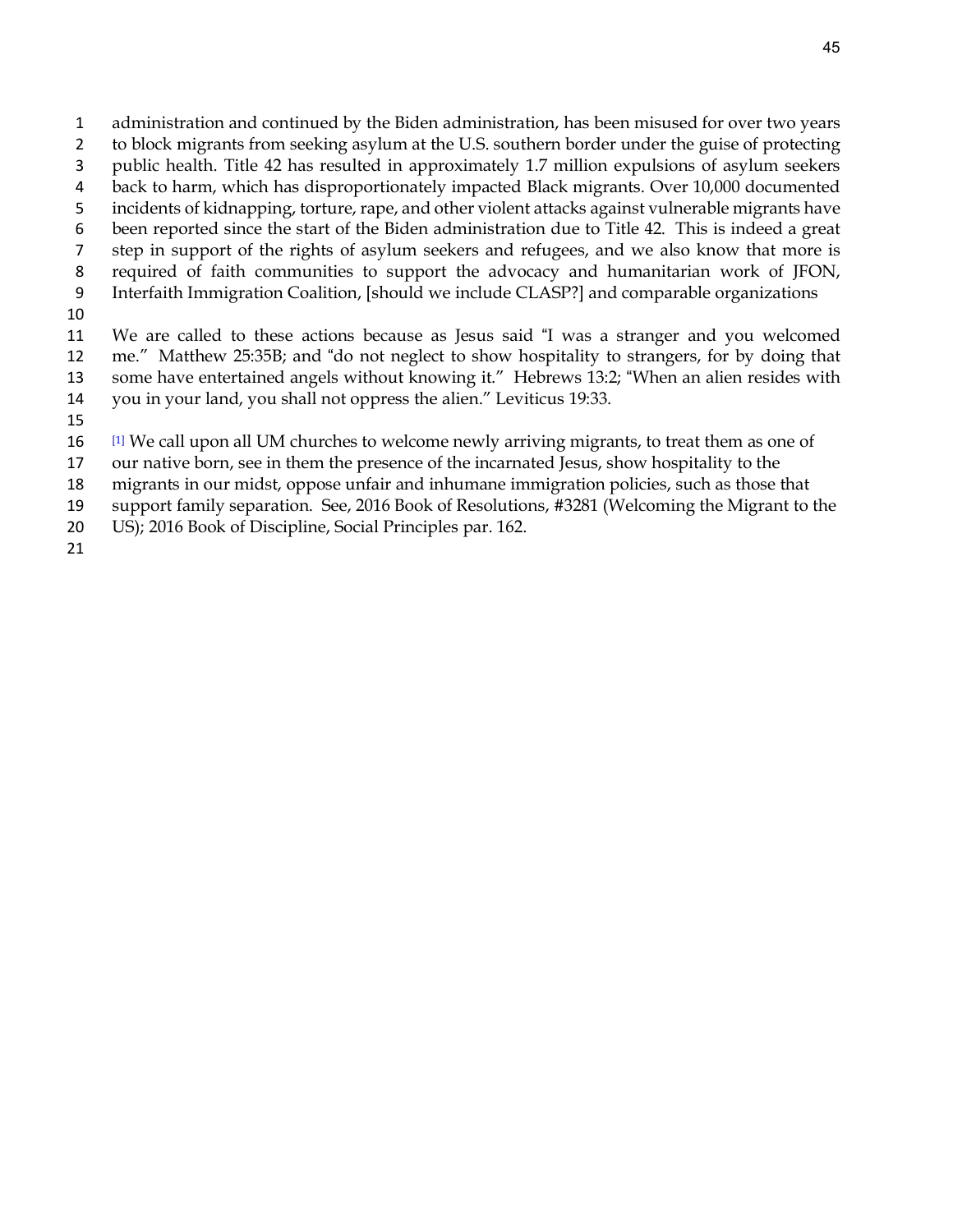administration and continued by the Biden administration, has been misused for over two years to block migrants from seeking asylum at the U.S. southern border under the guise of protecting public health. Title 42 has resulted in approximately 1.7 million expulsions of asylum seekers back to harm, which has disproportionately impacted Black migrants. Over 10,000 documented incidents of kidnapping, torture, rape, and other violent attacks against vulnerable migrants have been reported since the start of the Biden administration due to Title 42. This is indeed a great step in support of the rights of asylum seekers and refugees, and we also know that more is required of faith communities to support the advocacy and humanitarian work of JFON, Interfaith Immigration Coalition, [should we include CLASP?] and comparable organizations

We are called to these actions because as Jesus said "I was a stranger and you welcomed me." Matthew 25:35B; and "do not neglect to show hospitality to strangers, for by doing that some have entertained angels without knowing it." Hebrews 13:2; "When an alien resides with you in your land, you shall not oppress the alien." Leviticus 19:33.

[1] We call upon all UM churches to welcome newly arriving migrants, to treat them as one of our native born, see in them the presence of the incarnated Jesus, show hospitality to the migrants in our midst, oppose unfair and inhumane immigration policies, such as those that support family separation. See, 2016 Book of Resolutions, #3281 (Welcoming the Migrant to the US); 2016 Book of Discipline, Social Principles par. 162.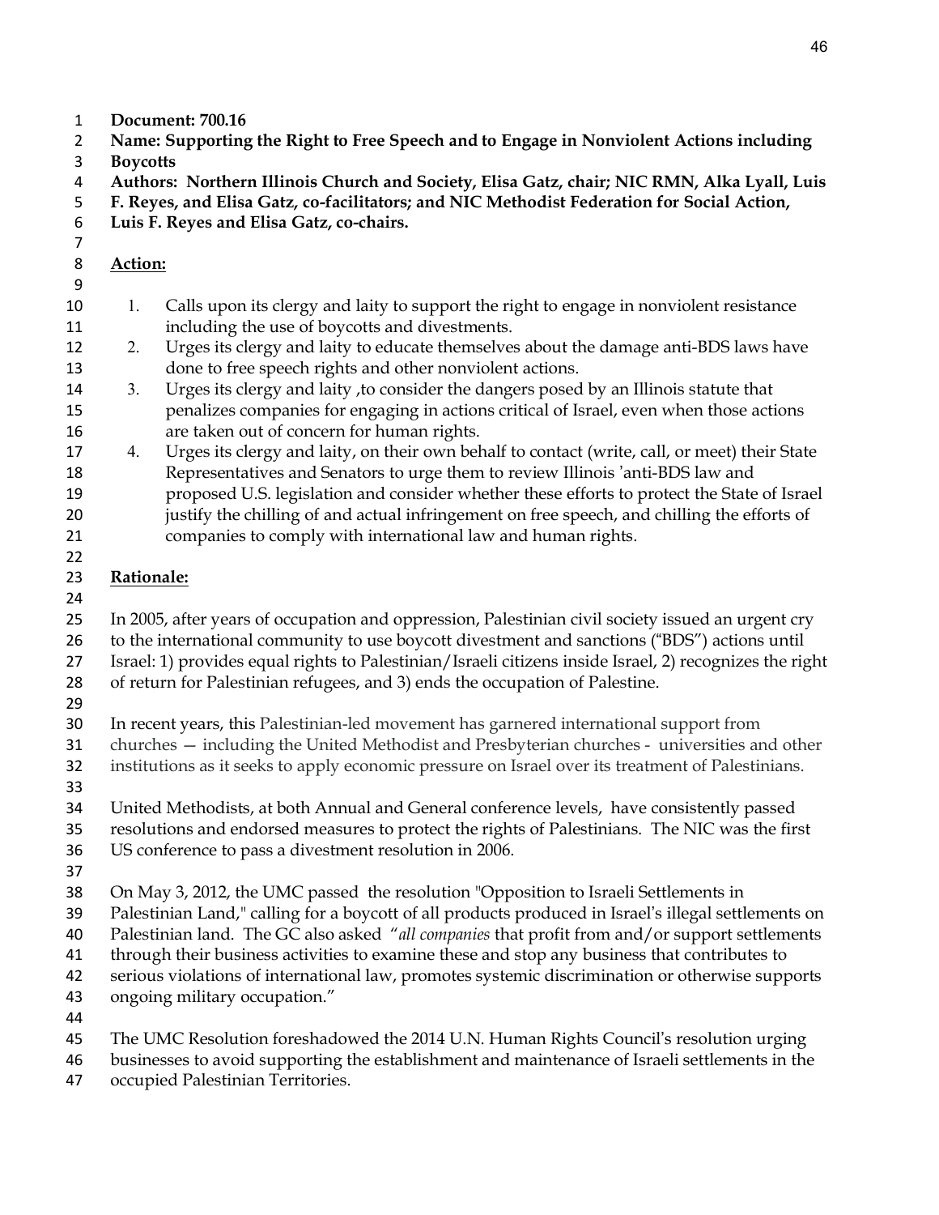**Document: 700.16**
**Name: Supporting the Right to Free Speech and to Engage in Nonviolent Actions including Boycotts**
**Authors: Northern Illinois Church and Society, Elisa Gatz, chair; NIC RMN, Alka Lyall, Luis F. Reyes, and Elisa Gatz, co-facilitators; and NIC Methodist Federation for Social Action, Luis F. Reyes and Elisa Gatz, co-chairs.**

**Action:**

1. Calls upon its clergy and laity to support the right to engage in nonviolent resistance including the use of boycotts and divestments.
2. Urges its clergy and laity to educate themselves about the damage anti-BDS laws have done to free speech rights and other nonviolent actions.
3. Urges its clergy and laity ,to consider the dangers posed by an Illinois statute that penalizes companies for engaging in actions critical of Israel, even when those actions are taken out of concern for human rights.
4. Urges its clergy and laity, on their own behalf to contact (write, call, or meet) their State Representatives and Senators to urge them to review Illinois 'anti-BDS law and proposed U.S. legislation and consider whether these efforts to protect the State of Israel justify the chilling of and actual infringement on free speech, and chilling the efforts of companies to comply with international law and human rights.

**Rationale:**

In 2005, after years of occupation and oppression, Palestinian civil society issued an urgent cry to the international community to use boycott divestment and sanctions ("BDS") actions until Israel: 1) provides equal rights to Palestinian/Israeli citizens inside Israel, 2) recognizes the right of return for Palestinian refugees, and 3) ends the occupation of Palestine.

In recent years, this Palestinian-led movement has garnered international support from churches — including the United Methodist and Presbyterian churches - universities and other institutions as it seeks to apply economic pressure on Israel over its treatment of Palestinians.

United Methodists, at both Annual and General conference levels, have consistently passed resolutions and endorsed measures to protect the rights of Palestinians. The NIC was the first US conference to pass a divestment resolution in 2006.

On May 3, 2012, the UMC passed the resolution "Opposition to Israeli Settlements in Palestinian Land," calling for a boycott of all products produced in Israel's illegal settlements on Palestinian land. The GC also asked "*all companies* that profit from and/or support settlements through their business activities to examine these and stop any business that contributes to serious violations of international law, promotes systemic discrimination or otherwise supports ongoing military occupation."

The UMC Resolution foreshadowed the 2014 U.N. Human Rights Council's resolution urging businesses to avoid supporting the establishment and maintenance of Israeli settlements in the occupied Palestinian Territories.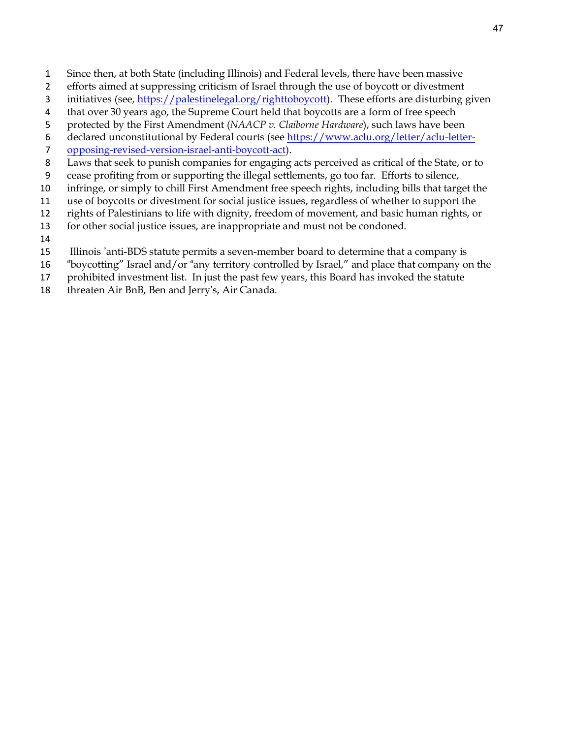Since then, at both State (including Illinois) and Federal levels, there have been massive efforts aimed at suppressing criticism of Israel through the use of boycott or divestment initiatives (see, https://palestinelegal.org/righttoboycott). These efforts are disturbing given that over 30 years ago, the Supreme Court held that boycotts are a form of free speech protected by the First Amendment (*NAACP v. Claiborne Hardware*), such laws have been declared unconstitutional by Federal courts (see https://www.aclu.org/letter/aclu-letter-opposing-revised-version-israel-anti-boycott-act).
Laws that seek to punish companies for engaging acts perceived as critical of the State, or to cease profiting from or supporting the illegal settlements, go too far. Efforts to silence, infringe, or simply to chill First Amendment free speech rights, including bills that target the use of boycotts or divestment for social justice issues, regardless of whether to support the rights of Palestinians to life with dignity, freedom of movement, and basic human rights, or for other social justice issues, are inappropriate and must not be condoned.

Illinois 'anti-BDS statute permits a seven-member board to determine that a company is "boycotting" Israel and/or "any territory controlled by Israel," and place that company on the prohibited investment list. In just the past few years, this Board has invoked the statute threaten Air BnB, Ben and Jerry's, Air Canada.